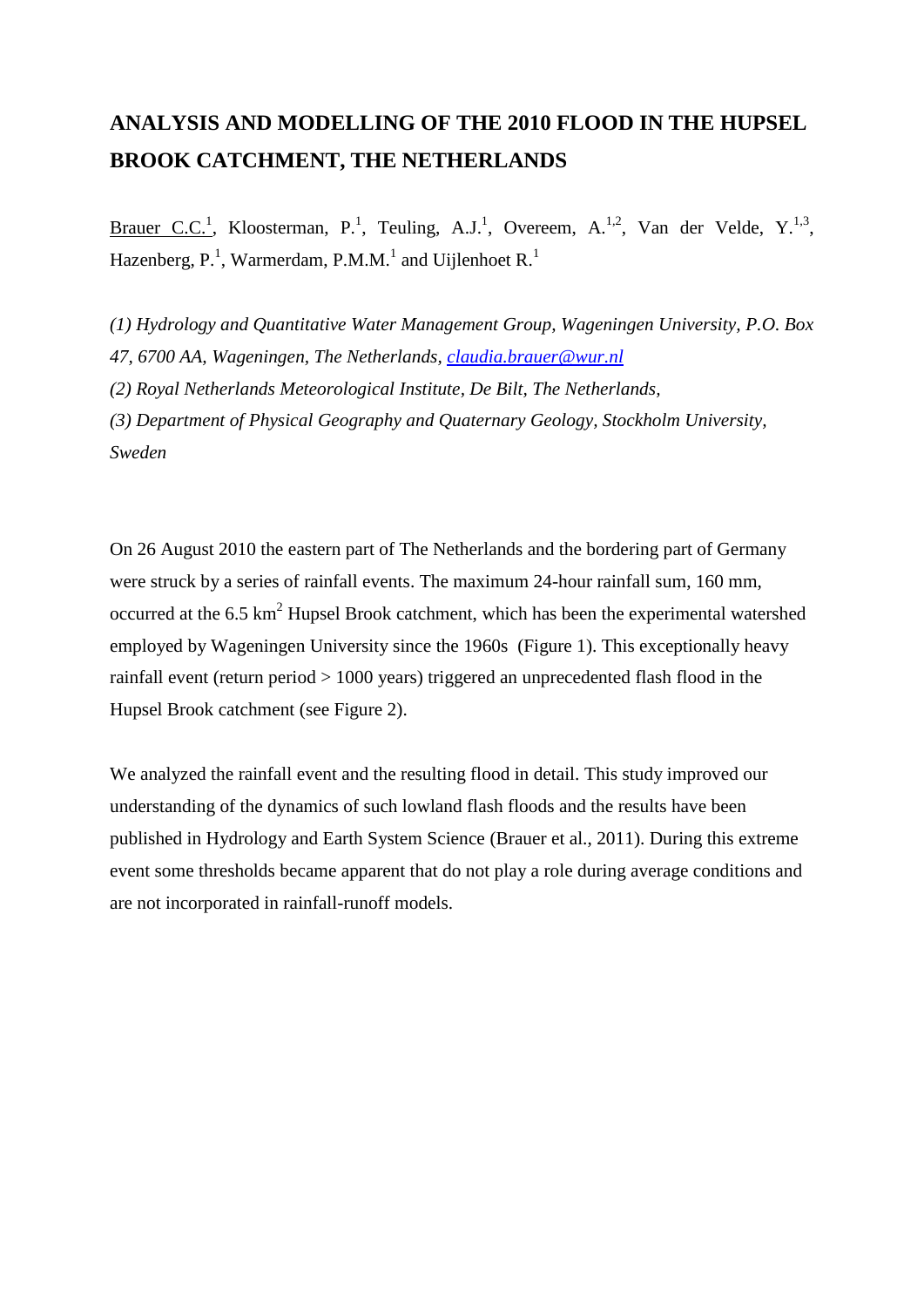# ANALYSIS AND MODELLING OF THE 2010 FLOOD IN THE HUPSEL BROOK CATCHMENT, THE NETHERLANDS

Brauer C.C.[1], Kloosterman, P.[1], Teuling, A.J.[1], Overeem, A.[1,2], Van der Velde, Y.[1,3], Hazenberg, P.[1], Warmerdam, P.M.M.[1] and Uijlenhoet R.[1]

*(1) Hydrology and Quantitative Water Management Group, Wageningen University, P.O. Box 47, 6700 AA, Wageningen, The Netherlands, claudia.brauer@wur.nl*
*(2) Royal Netherlands Meteorological Institute, De Bilt, The Netherlands,*
*(3) Department of Physical Geography and Quaternary Geology, Stockholm University, Sweden*

On 26 August 2010 the eastern part of The Netherlands and the bordering part of Germany were struck by a series of rainfall events. The maximum 24-hour rainfall sum, 160 mm, occurred at the 6.5 $km^2$ Hupsel Brook catchment, which has been the experimental watershed employed by Wageningen University since the 1960s (Figure 1). This exceptionally heavy rainfall event (return period > 1000 years) triggered an unprecedented flash flood in the Hupsel Brook catchment (see Figure 2).

We analyzed the rainfall event and the resulting flood in detail. This study improved our understanding of the dynamics of such lowland flash floods and the results have been published in Hydrology and Earth System Science (Brauer et al., 2011). During this extreme event some thresholds became apparent that do not play a role during average conditions and are not incorporated in rainfall-runoff models.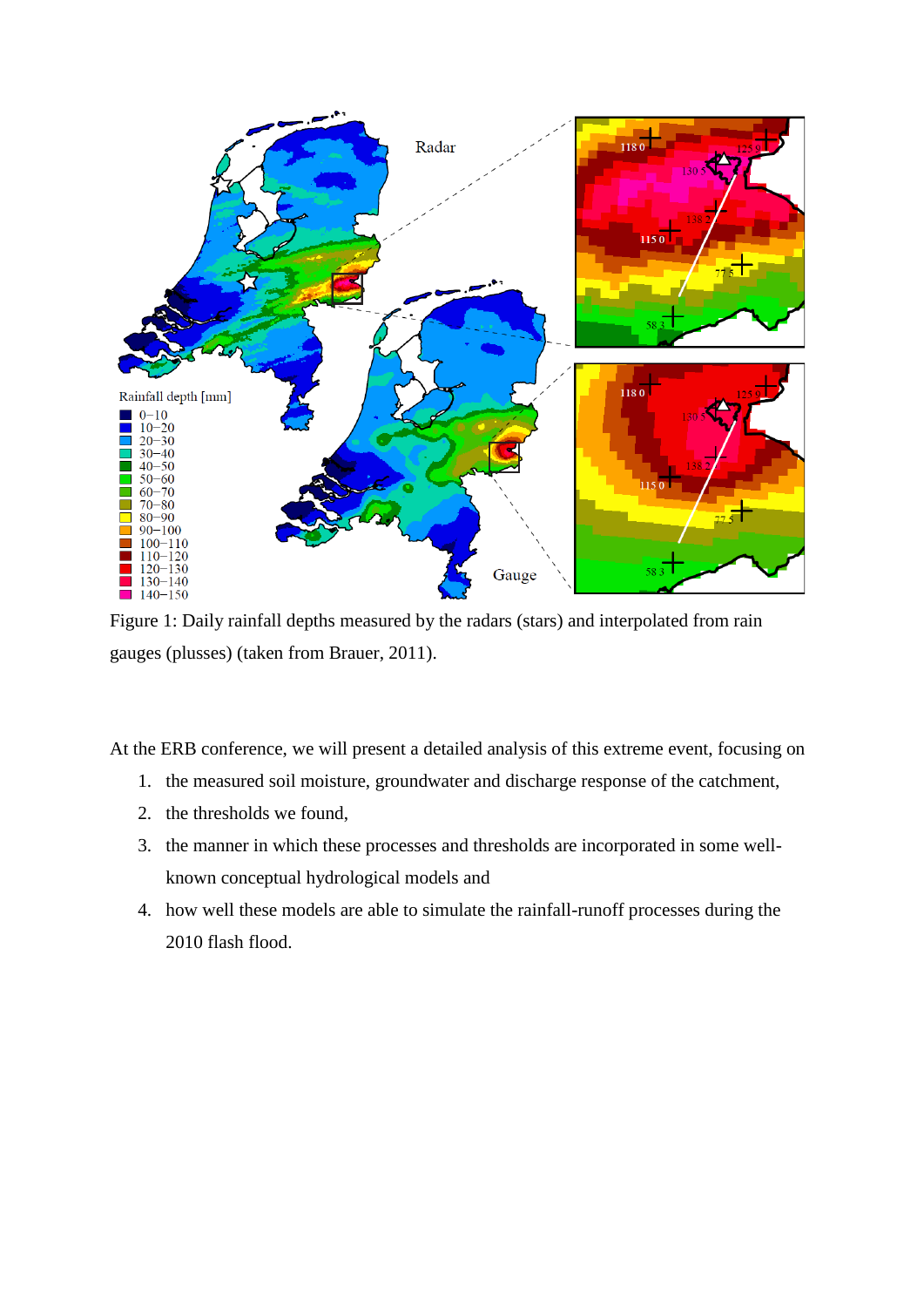Figure 1: Daily rainfall depths measured by the radars (stars) and interpolated from rain gauges (plusses) (taken from Brauer, 2011).

At the ERB conference, we will present a detailed analysis of this extreme event, focusing on

1. the measured soil moisture, groundwater and discharge response of the catchment,
2. the thresholds we found,
3. the manner in which these processes and thresholds are incorporated in some well-known conceptual hydrological models and
4. how well these models are able to simulate the rainfall-runoff processes during the 2010 flash flood.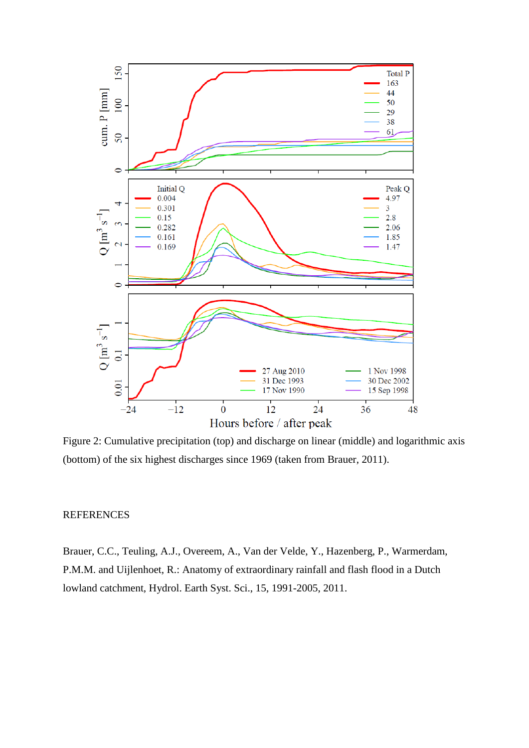cum. P [mm]

Total P
163
44
50
29
38
61

Q [m³ s⁻¹]

Initial Q
0.004
0.301
0.15
0.282
0.161
0.169

Peak Q
4.97
3
2.8
2.06
1.85
1.47

Q [m³ s⁻¹]

27 Aug 2010
31 Dec 1993
17 Nov 1990
1 Nov 1998
30 Dec 2002
15 Sep 1998

Hours before / after peak

Figure 2: Cumulative precipitation (top) and discharge on linear (middle) and logarithmic axis (bottom) of the six highest discharges since 1969 (taken from Brauer, 2011).

REFERENCES

Brauer, C.C., Teuling, A.J., Overeem, A., Van der Velde, Y., Hazenberg, P., Warmerdam, P.M.M. and Uijlenhoet, R.: Anatomy of extraordinary rainfall and flash flood in a Dutch lowland catchment, Hydrol. Earth Syst. Sci., 15, 1991-2005, 2011.